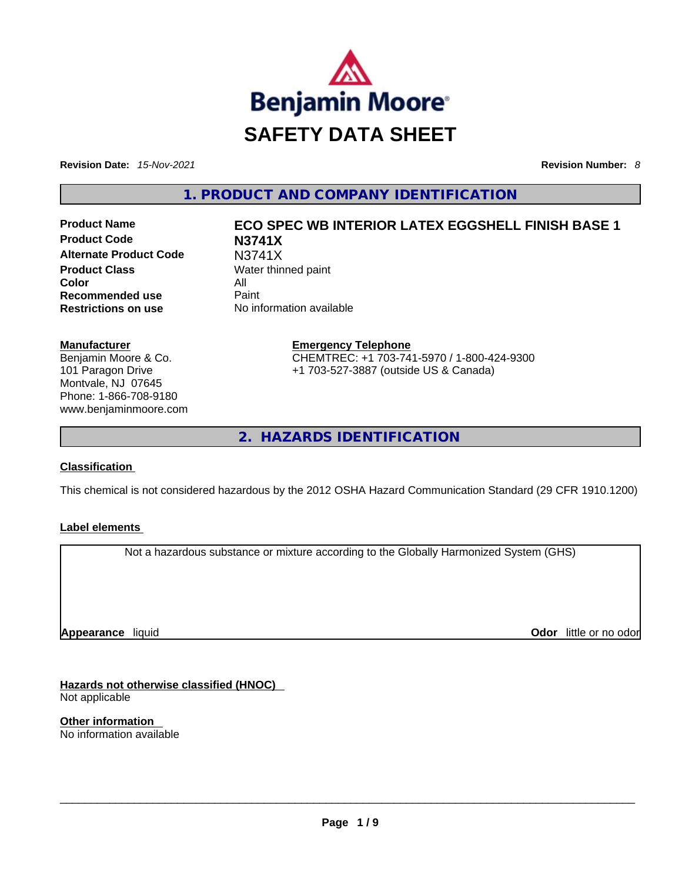# SAFETY DATA SHEET

**Revision Date:** *15-Nov-2021* **Revision Number:** *8*

## 1. PRODUCT AND COMPANY IDENTIFICATION

| | |
|---|---|
| **Product Name** | **ECO SPEC WB INTERIOR LATEX EGGSHELL FINISH BASE 1** |
| **Product Code** | **N3741X** |
| **Alternate Product Code** | N3741X |
| **Product Class** | Water thinned paint |
| **Color** | All |
| **Recommended use** | Paint |
| **Restrictions on use** | No information available |

**Manufacturer**
Benjamin Moore & Co.
101 Paragon Drive
Montvale, NJ 07645
Phone: 1-866-708-9180
www.benjaminmoore.com

**Emergency Telephone**
CHEMTREC: +1 703-741-5970 / 1-800-424-9300
+1 703-527-3887 (outside US & Canada)

## 2. HAZARDS IDENTIFICATION

**Classification**

This chemical is not considered hazardous by the 2012 OSHA Hazard Communication Standard (29 CFR 1910.1200)

**Label elements**

Not a hazardous substance or mixture according to the Globally Harmonized System (GHS)

**Appearance** liquid **Odor** little or no odor

**Hazards not otherwise classified (HNOC)**
Not applicable

**Other information**
No information available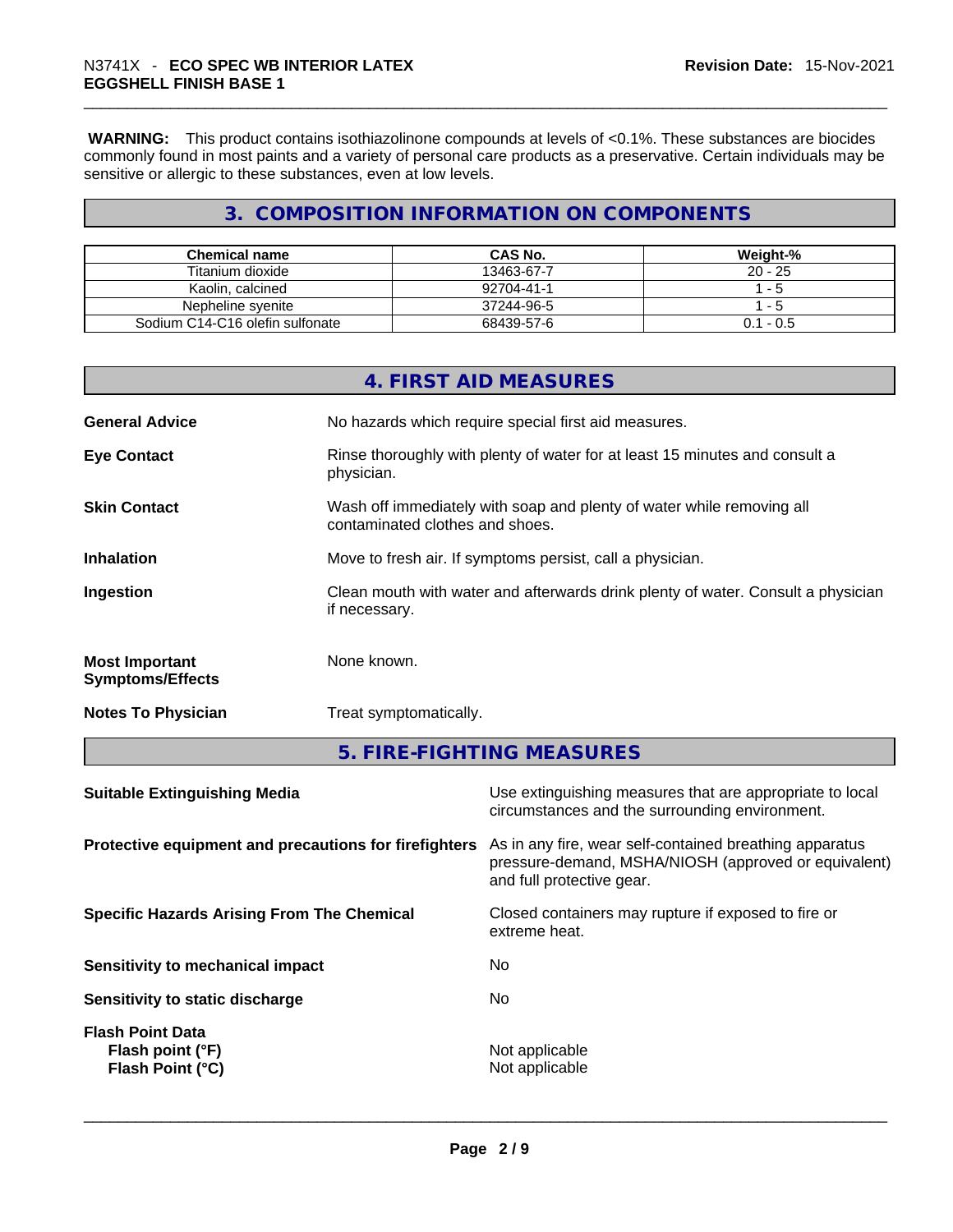**WARNING:** This product contains isothiazolinone compounds at levels of <0.1%. These substances are biocides commonly found in most paints and a variety of personal care products as a preservative. Certain individuals may be sensitive or allergic to these substances, even at low levels.

## 3. COMPOSITION INFORMATION ON COMPONENTS

| Chemical name | CAS No. | Weight-% |
|---|---|---|
| Titanium dioxide | 13463-67-7 | 20 - 25 |
| Kaolin, calcined | 92704-41-1 | 1 - 5 |
| Nepheline syenite | 37244-96-5 | 1 - 5 |
| Sodium C14-C16 olefin sulfonate | 68439-57-6 | 0.1 - 0.5 |

## 4. FIRST AID MEASURES

**General Advice** No hazards which require special first aid measures.

**Eye Contact** Rinse thoroughly with plenty of water for at least 15 minutes and consult a physician.

**Skin Contact** Wash off immediately with soap and plenty of water while removing all contaminated clothes and shoes.

**Inhalation** Move to fresh air. If symptoms persist, call a physician.

**Ingestion** Clean mouth with water and afterwards drink plenty of water. Consult a physician if necessary.

**Most Important Symptoms/Effects** None known.

**Notes To Physician** Treat symptomatically.

## 5. FIRE-FIGHTING MEASURES

**Suitable Extinguishing Media** Use extinguishing measures that are appropriate to local circumstances and the surrounding environment.

**Protective equipment and precautions for firefighters** As in any fire, wear self-contained breathing apparatus pressure-demand, MSHA/NIOSH (approved or equivalent) and full protective gear.

**Specific Hazards Arising From The Chemical** Closed containers may rupture if exposed to fire or extreme heat.

**Sensitivity to mechanical impact** No

**Sensitivity to static discharge** No

**Flash Point Data**
**Flash point (°F)** Not applicable
**Flash Point (°C)** Not applicable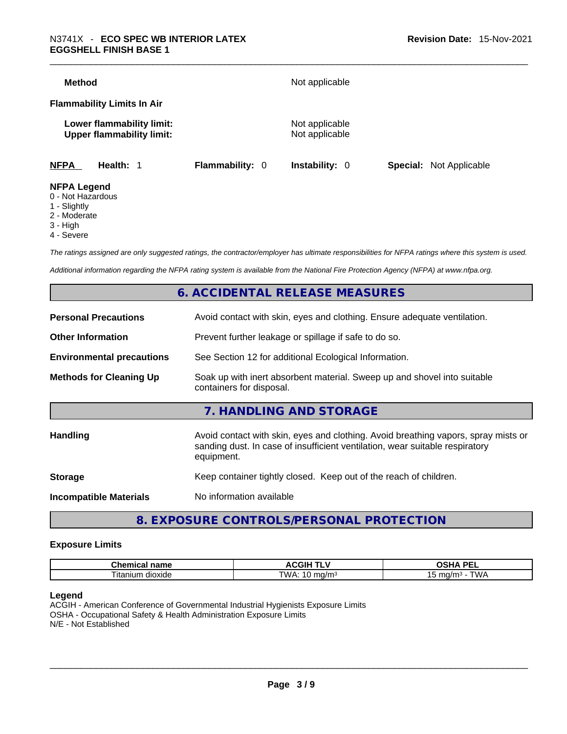**Method** Not applicable

**Flammability Limits In Air**

**Lower flammability limit:** Not applicable
**Upper flammability limit:** Not applicable

| **NFPA** | **Health:** 1 | **Flammability:** 0 | **Instability:** 0 | **Special:** Not Applicable |
|---|---|---|---|---|

**NFPA Legend**
0 - Not Hazardous
1 - Slightly
2 - Moderate
3 - High
4 - Severe

*The ratings assigned are only suggested ratings, the contractor/employer has ultimate responsibilities for NFPA ratings where this system is used.*

*Additional information regarding the NFPA rating system is available from the National Fire Protection Agency (NFPA) at www.nfpa.org.*

## 6. ACCIDENTAL RELEASE MEASURES

**Personal Precautions** Avoid contact with skin, eyes and clothing. Ensure adequate ventilation.

**Other Information** Prevent further leakage or spillage if safe to do so.

**Environmental precautions** See Section 12 for additional Ecological Information.

**Methods for Cleaning Up** Soak up with inert absorbent material. Sweep up and shovel into suitable containers for disposal.

## 7. HANDLING AND STORAGE

**Handling** Avoid contact with skin, eyes and clothing. Avoid breathing vapors, spray mists or sanding dust. In case of insufficient ventilation, wear suitable respiratory equipment.

**Storage** Keep container tightly closed. Keep out of the reach of children.

**Incompatible Materials** No information available

## 8. EXPOSURE CONTROLS/PERSONAL PROTECTION

### Exposure Limits

| Chemical name | ACGIH TLV | OSHA PEL |
|---|---|---|
| Titanium dioxide | TWA: 10 mg/m³ | 15 mg/m³ - TWA |

**Legend**
ACGIH - American Conference of Governmental Industrial Hygienists Exposure Limits
OSHA - Occupational Safety & Health Administration Exposure Limits
N/E - Not Established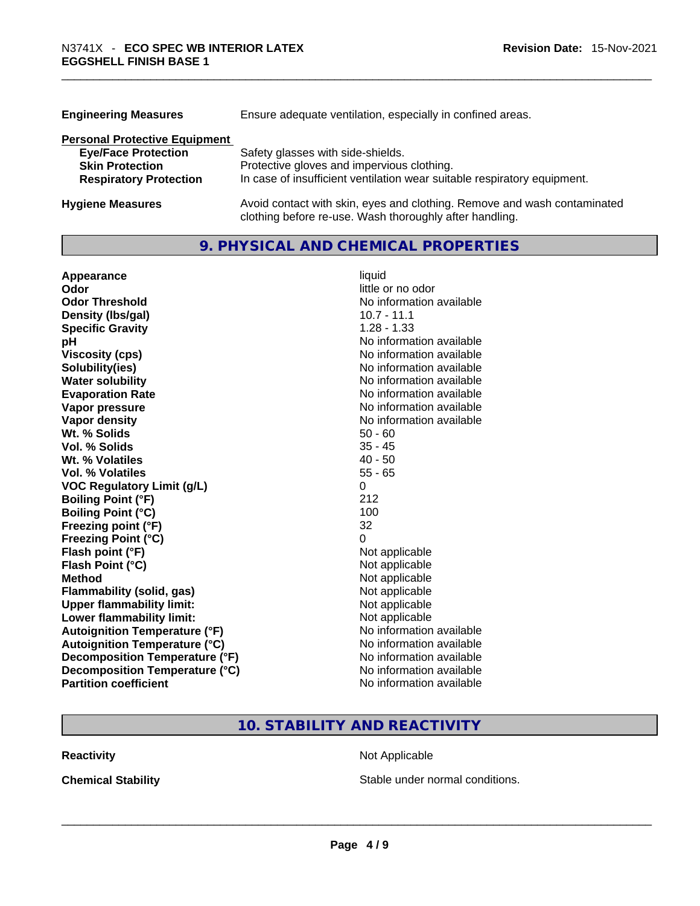| | |
|---|---|
| **Engineering Measures** | Ensure adequate ventilation, especially in confined areas. |

**Personal Protective Equipment**

| | |
|---|---|
| **Eye/Face Protection** | Safety glasses with side-shields. |
| **Skin Protection** | Protective gloves and impervious clothing. |
| **Respiratory Protection** | In case of insufficient ventilation wear suitable respiratory equipment. |

| | |
|---|---|
| **Hygiene Measures** | Avoid contact with skin, eyes and clothing. Remove and wash contaminated clothing before re-use. Wash thoroughly after handling. |

## 9. PHYSICAL AND CHEMICAL PROPERTIES

| | |
|---|---|
| **Appearance** | liquid |
| **Odor** | little or no odor |
| **Odor Threshold** | No information available |
| **Density (lbs/gal)** | 10.7 - 11.1 |
| **Specific Gravity** | 1.28 - 1.33 |
| **pH** | No information available |
| **Viscosity (cps)** | No information available |
| **Solubility(ies)** | No information available |
| **Water solubility** | No information available |
| **Evaporation Rate** | No information available |
| **Vapor pressure** | No information available |
| **Vapor density** | No information available |
| **Wt. % Solids** | 50 - 60 |
| **Vol. % Solids** | 35 - 45 |
| **Wt. % Volatiles** | 40 - 50 |
| **Vol. % Volatiles** | 55 - 65 |
| **VOC Regulatory Limit (g/L)** | 0 |
| **Boiling Point (°F)** | 212 |
| **Boiling Point (°C)** | 100 |
| **Freezing point (°F)** | 32 |
| **Freezing Point (°C)** | 0 |
| **Flash point (°F)** | Not applicable |
| **Flash Point (°C)** | Not applicable |
| **Method** | Not applicable |
| **Flammability (solid, gas)** | Not applicable |
| **Upper flammability limit:** | Not applicable |
| **Lower flammability limit:** | Not applicable |
| **Autoignition Temperature (°F)** | No information available |
| **Autoignition Temperature (°C)** | No information available |
| **Decomposition Temperature (°F)** | No information available |
| **Decomposition Temperature (°C)** | No information available |
| **Partition coefficient** | No information available |

## 10. STABILITY AND REACTIVITY

| | |
|---|---|
| **Reactivity** | Not Applicable |
| **Chemical Stability** | Stable under normal conditions. |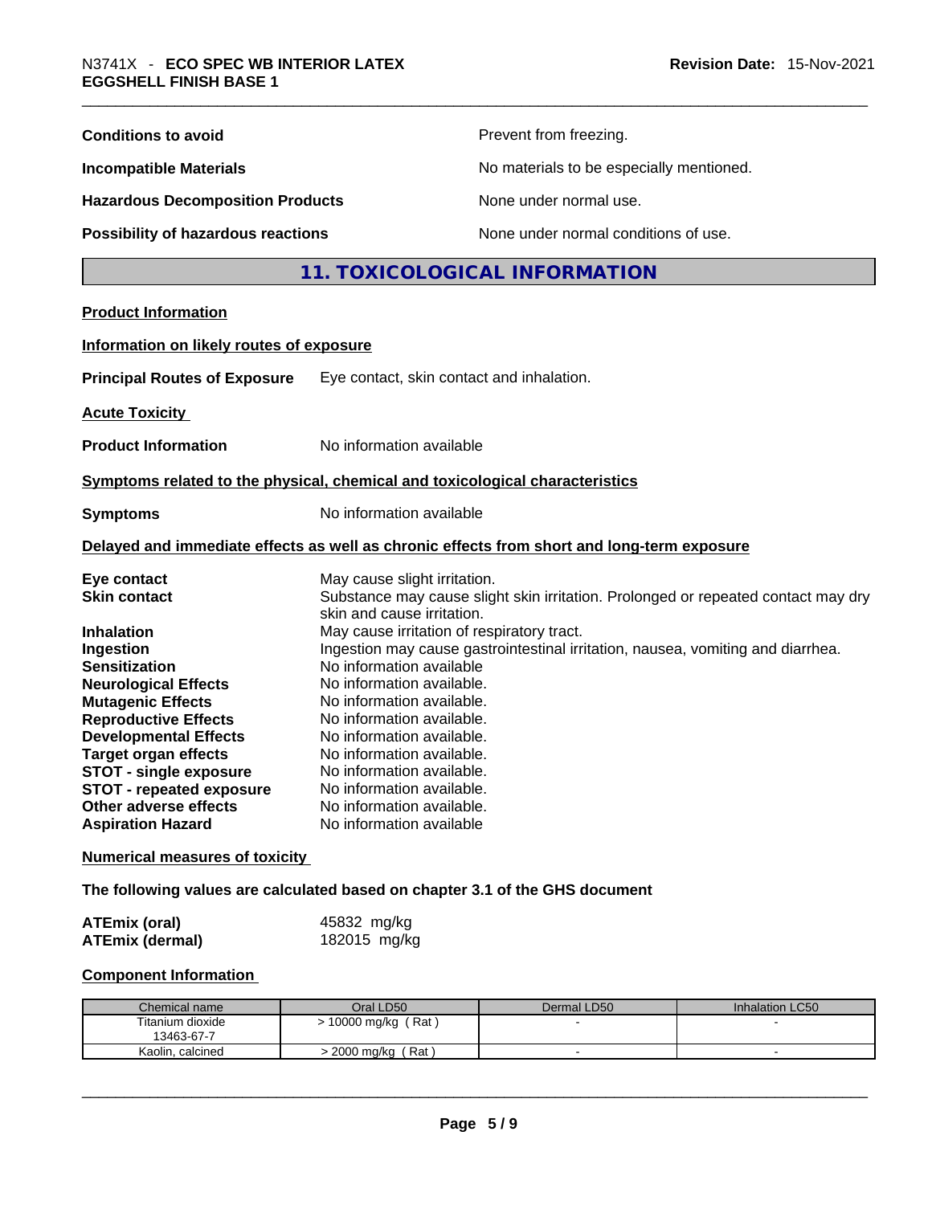| | |
|---|---|
| **Conditions to avoid** | Prevent from freezing. |
| **Incompatible Materials** | No materials to be especially mentioned. |
| **Hazardous Decomposition Products** | None under normal use. |
| **Possibility of hazardous reactions** | None under normal conditions of use. |

## 11. TOXICOLOGICAL INFORMATION

**Product Information**

**Information on likely routes of exposure**

**Principal Routes of Exposure** Eye contact, skin contact and inhalation.

**Acute Toxicity**

**Product Information** No information available

**Symptoms related to the physical, chemical and toxicological characteristics**

**Symptoms** No information available

**Delayed and immediate effects as well as chronic effects from short and long-term exposure**

| | |
|---|---|
| **Eye contact** | May cause slight irritation. |
| **Skin contact** | Substance may cause slight skin irritation. Prolonged or repeated contact may dry skin and cause irritation. |
| **Inhalation** | May cause irritation of respiratory tract. |
| **Ingestion** | Ingestion may cause gastrointestinal irritation, nausea, vomiting and diarrhea. |
| **Sensitization** | No information available |
| **Neurological Effects** | No information available. |
| **Mutagenic Effects** | No information available. |
| **Reproductive Effects** | No information available. |
| **Developmental Effects** | No information available. |
| **Target organ effects** | No information available. |
| **STOT - single exposure** | No information available. |
| **STOT - repeated exposure** | No information available. |
| **Other adverse effects** | No information available. |
| **Aspiration Hazard** | No information available |

**Numerical measures of toxicity**

**The following values are calculated based on chapter 3.1 of the GHS document**

| | |
|---|---|
| **ATEmix (oral)** | 45832 mg/kg |
| **ATEmix (dermal)** | 182015 mg/kg |

**Component Information**

| Chemical name | Oral LD50 | Dermal LD50 | Inhalation LC50 |
|---|---|---|---|
| Titanium dioxide 13463-67-7 | > 10000 mg/kg ( Rat ) | - | - |
| Kaolin, calcined | > 2000 mg/kg ( Rat ) | - | - |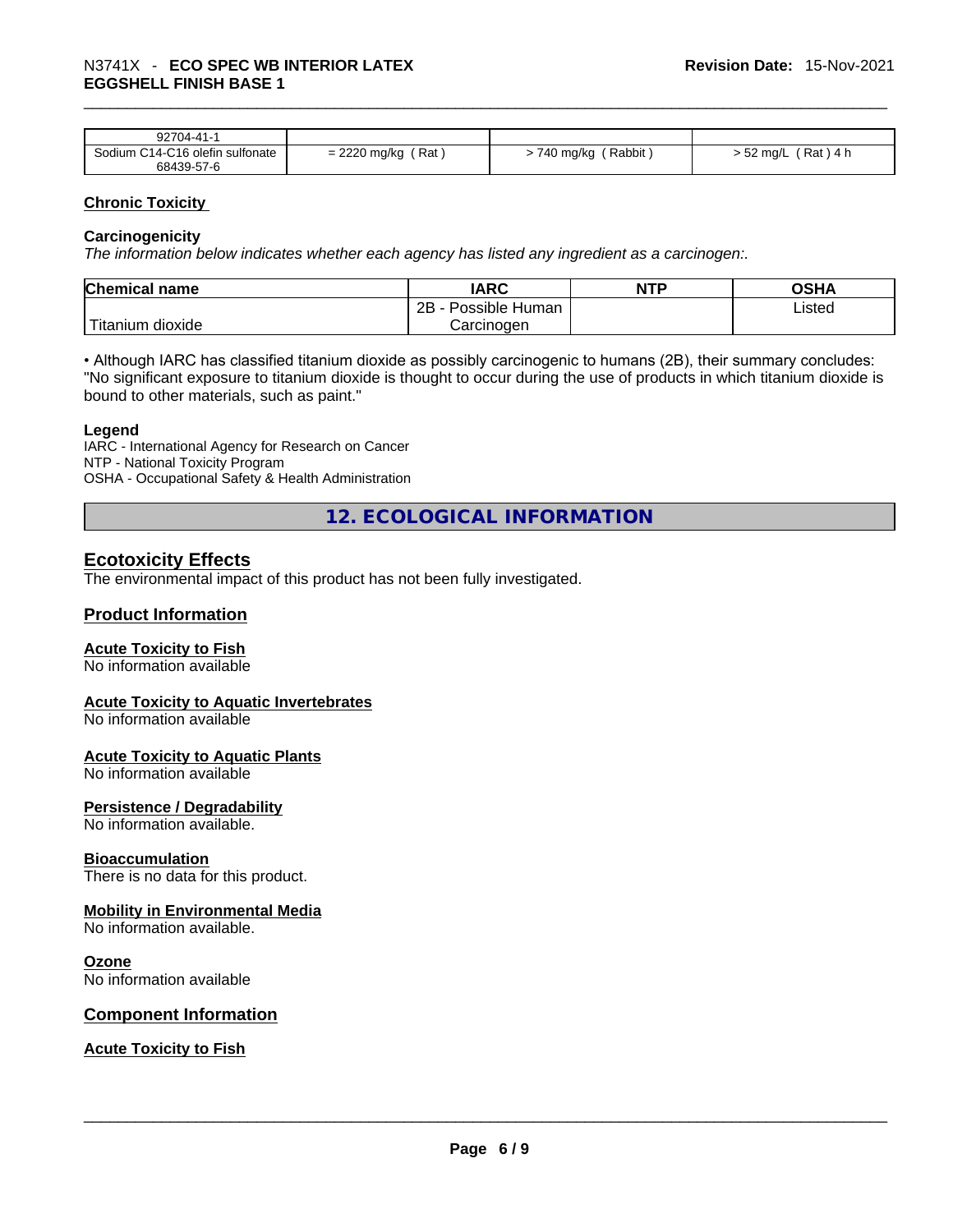| 92704-41-1 | | | |
|---|---|---|---|
| Sodium C14-C16 olefin sulfonate 68439-57-6 | = 2220 mg/kg ( Rat ) | > 740 mg/kg ( Rabbit ) | > 52 mg/L ( Rat ) 4 h |

### Chronic Toxicity

**Carcinogenicity**

*The information below indicates whether each agency has listed any ingredient as a carcinogen:.*

| Chemical name | IARC | NTP | OSHA |
|---|---|---|---|
| Titanium dioxide | 2B - Possible Human Carcinogen | | Listed |

• Although IARC has classified titanium dioxide as possibly carcinogenic to humans (2B), their summary concludes: "No significant exposure to titanium dioxide is thought to occur during the use of products in which titanium dioxide is bound to other materials, such as paint."

**Legend**

IARC - International Agency for Research on Cancer
NTP - National Toxicity Program
OSHA - Occupational Safety & Health Administration

## 12. ECOLOGICAL INFORMATION

### Ecotoxicity Effects

The environmental impact of this product has not been fully investigated.

### Product Information

**Acute Toxicity to Fish**

No information available

**Acute Toxicity to Aquatic Invertebrates**

No information available

**Acute Toxicity to Aquatic Plants**

No information available

**Persistence / Degradability**

No information available.

**Bioaccumulation**

There is no data for this product.

**Mobility in Environmental Media**

No information available.

**Ozone**

No information available

### Component Information

**Acute Toxicity to Fish**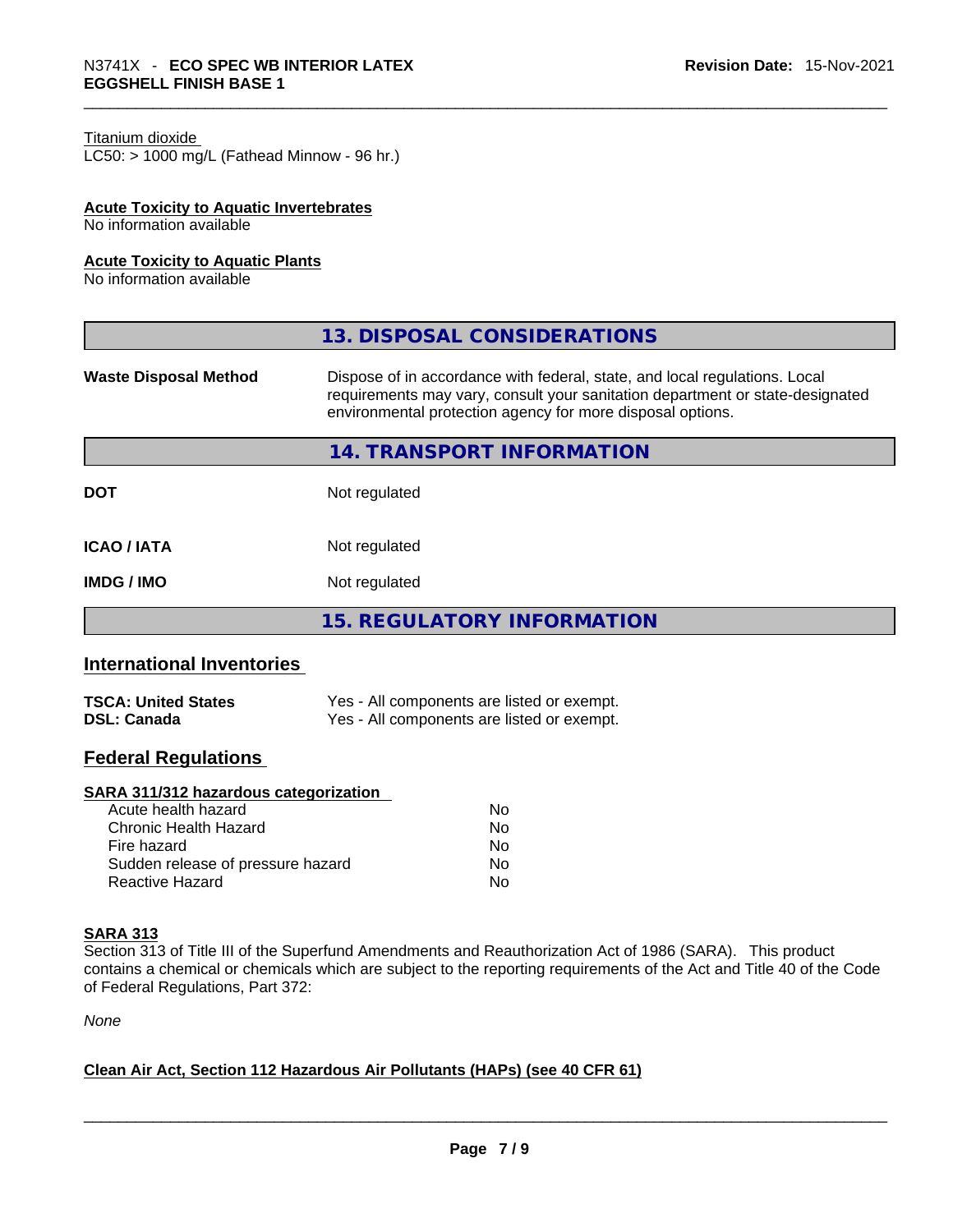Titanium dioxide
LC50: > 1000 mg/L (Fathead Minnow - 96 hr.)

**Acute Toxicity to Aquatic Invertebrates**
No information available

**Acute Toxicity to Aquatic Plants**
No information available

## 13. DISPOSAL CONSIDERATIONS

| | |
|---|---|
| **Waste Disposal Method** | Dispose of in accordance with federal, state, and local regulations. Local requirements may vary, consult your sanitation department or state-designated environmental protection agency for more disposal options. |

## 14. TRANSPORT INFORMATION

| | |
|---|---|
| **DOT** | Not regulated |
| **ICAO / IATA** | Not regulated |
| **IMDG / IMO** | Not regulated |

## 15. REGULATORY INFORMATION

### International Inventories

| | |
|---|---|
| **TSCA: United States** | Yes - All components are listed or exempt. |
| **DSL: Canada** | Yes - All components are listed or exempt. |

### Federal Regulations

**SARA 311/312 hazardous categorization**

| | |
|---|---|
| Acute health hazard | No |
| Chronic Health Hazard | No |
| Fire hazard | No |
| Sudden release of pressure hazard | No |
| Reactive Hazard | No |

**SARA 313**
Section 313 of Title III of the Superfund Amendments and Reauthorization Act of 1986 (SARA). This product contains a chemical or chemicals which are subject to the reporting requirements of the Act and Title 40 of the Code of Federal Regulations, Part 372:

*None*

**Clean Air Act, Section 112 Hazardous Air Pollutants (HAPs) (see 40 CFR 61)**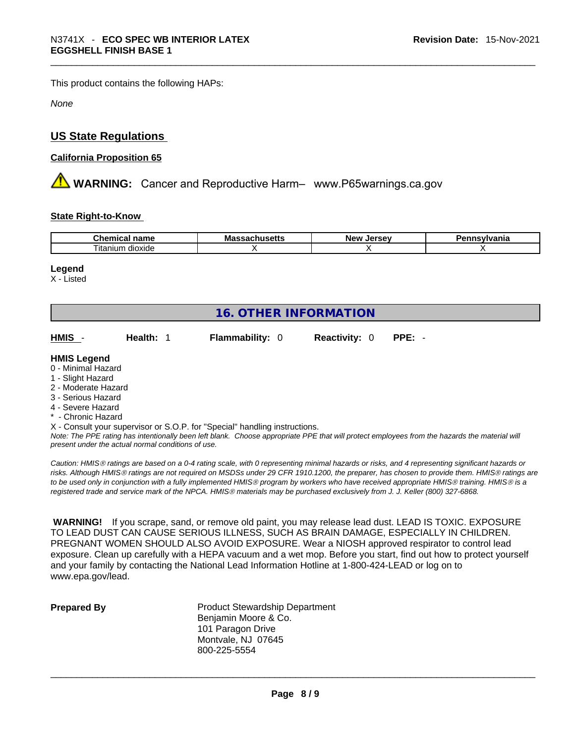This product contains the following HAPs:

*None*

## US State Regulations

**California Proposition 65**

⚠ **WARNING:** Cancer and Reproductive Harm– www.P65warnings.ca.gov

**State Right-to-Know**

| Chemical name | Massachusetts | New Jersey | Pennsylvania |
|---|---|---|---|
| Titanium dioxide | X | X | X |

**Legend**
X - Listed

## 16. OTHER INFORMATION

**HMIS** - **Health:** 1 **Flammability:** 0 **Reactivity:** 0 **PPE:** -

**HMIS Legend**
0 - Minimal Hazard
1 - Slight Hazard
2 - Moderate Hazard
3 - Serious Hazard
4 - Severe Hazard
* - Chronic Hazard
X - Consult your supervisor or S.O.P. for "Special" handling instructions.

*Note: The PPE rating has intentionally been left blank. Choose appropriate PPE that will protect employees from the hazards the material will present under the actual normal conditions of use.*

*Caution: HMIS® ratings are based on a 0-4 rating scale, with 0 representing minimal hazards or risks, and 4 representing significant hazards or risks. Although HMIS® ratings are not required on MSDSs under 29 CFR 1910.1200, the preparer, has chosen to provide them. HMIS® ratings are to be used only in conjunction with a fully implemented HMIS® program by workers who have received appropriate HMIS® training. HMIS® is a registered trade and service mark of the NPCA. HMIS® materials may be purchased exclusively from J. J. Keller (800) 327-6868.*

**WARNING!** If you scrape, sand, or remove old paint, you may release lead dust. LEAD IS TOXIC. EXPOSURE TO LEAD DUST CAN CAUSE SERIOUS ILLNESS, SUCH AS BRAIN DAMAGE, ESPECIALLY IN CHILDREN. PREGNANT WOMEN SHOULD ALSO AVOID EXPOSURE. Wear a NIOSH approved respirator to control lead exposure. Clean up carefully with a HEPA vacuum and a wet mop. Before you start, find out how to protect yourself and your family by contacting the National Lead Information Hotline at 1-800-424-LEAD or log on to www.epa.gov/lead.

**Prepared By**

Product Stewardship Department
Benjamin Moore & Co.
101 Paragon Drive
Montvale, NJ 07645
800-225-5554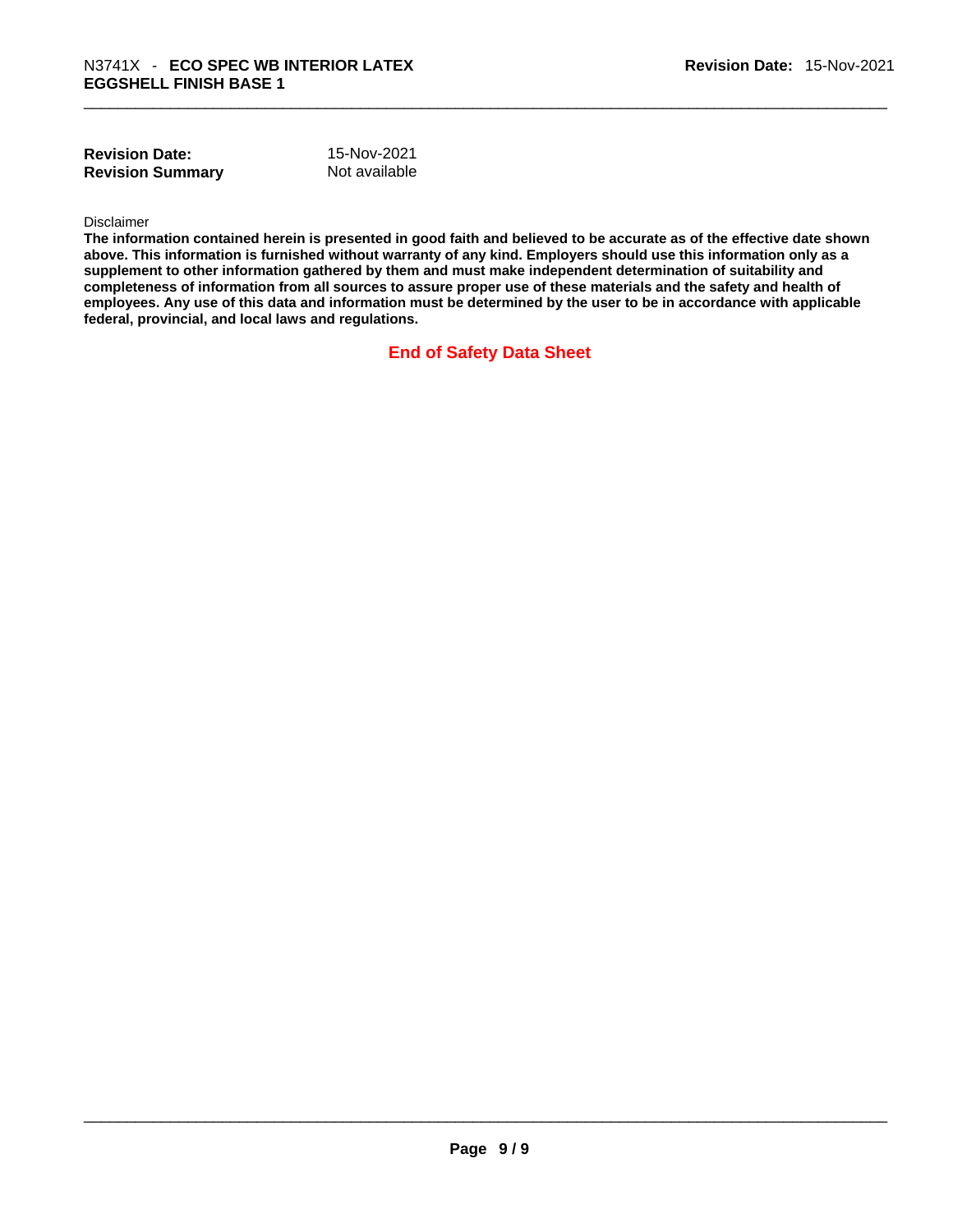| | |
|---|---|
| **Revision Date:** | 15-Nov-2021 |
| **Revision Summary** | Not available |

Disclaimer

**The information contained herein is presented in good faith and believed to be accurate as of the effective date shown above. This information is furnished without warranty of any kind. Employers should use this information only as a supplement to other information gathered by them and must make independent determination of suitability and completeness of information from all sources to assure proper use of these materials and the safety and health of employees. Any use of this data and information must be determined by the user to be in accordance with applicable federal, provincial, and local laws and regulations.**

**End of Safety Data Sheet**